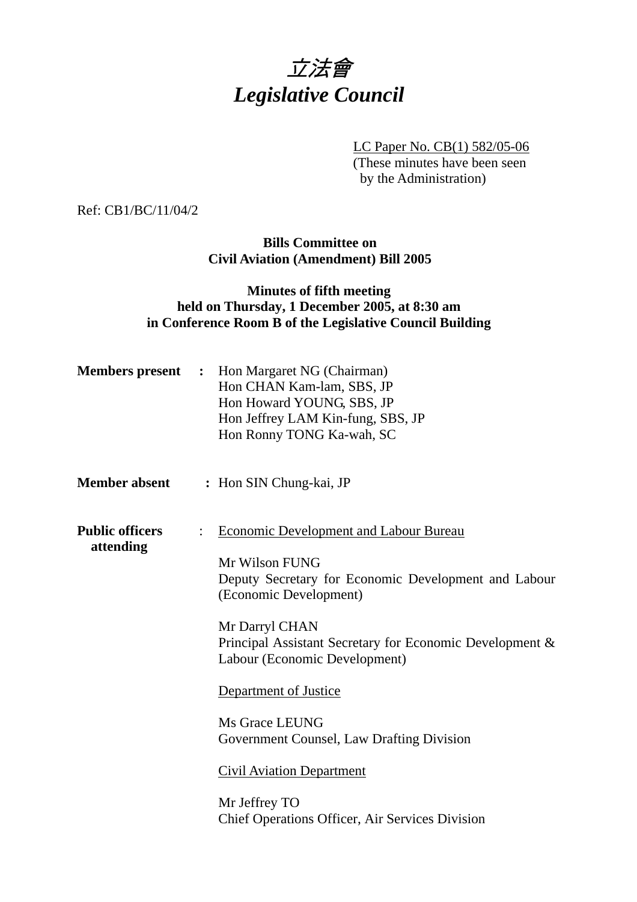# *立法會*
# *Legislative Council*

LC Paper No. CB(1) 582/05-06
(These minutes have been seen by the Administration)

Ref: CB1/BC/11/04/2

**Bills Committee on**
**Civil Aviation (Amendment) Bill 2005**

**Minutes of fifth meeting**
**held on Thursday, 1 December 2005, at 8:30 am**
**in Conference Room B of the Legislative Council Building**

**Members present** : Hon Margaret NG (Chairman)
Hon CHAN Kam-lam, SBS, JP
Hon Howard YOUNG, SBS, JP
Hon Jeffrey LAM Kin-fung, SBS, JP
Hon Ronny TONG Ka-wah, SC

**Member absent** : Hon SIN Chung-kai, JP

**Public officers attending** : Economic Development and Labour Bureau

Mr Wilson FUNG
Deputy Secretary for Economic Development and Labour (Economic Development)

Mr Darryl CHAN
Principal Assistant Secretary for Economic Development & Labour (Economic Development)

Department of Justice

Ms Grace LEUNG
Government Counsel, Law Drafting Division

Civil Aviation Department

Mr Jeffrey TO
Chief Operations Officer, Air Services Division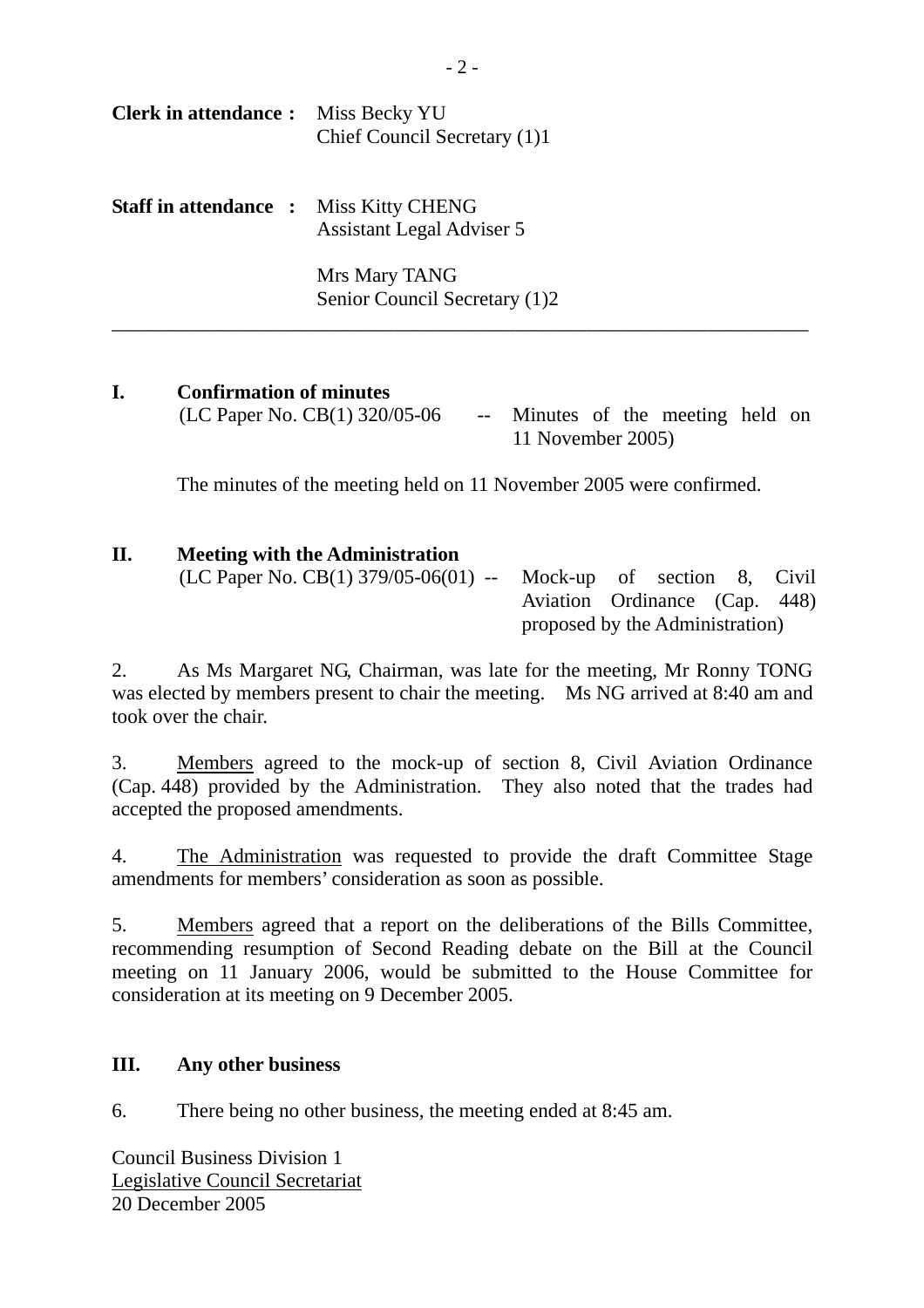**Clerk in attendance :** Miss Becky YU
Chief Council Secretary (1)1

**Staff in attendance :** Miss Kitty CHENG
Assistant Legal Adviser 5

Mrs Mary TANG
Senior Council Secretary (1)2

---

## I. Confirmation of minutes

(LC Paper No. CB(1) 320/05-06 -- Minutes of the meeting held on 11 November 2005)

The minutes of the meeting held on 11 November 2005 were confirmed.

## II. Meeting with the Administration

(LC Paper No. CB(1) 379/05-06(01) -- Mock-up of section 8, Civil Aviation Ordinance (Cap. 448) proposed by the Administration)

2. As Ms Margaret NG, Chairman, was late for the meeting, Mr Ronny TONG was elected by members present to chair the meeting. Ms NG arrived at 8:40 am and took over the chair.

3. Members agreed to the mock-up of section 8, Civil Aviation Ordinance (Cap. 448) provided by the Administration. They also noted that the trades had accepted the proposed amendments.

4. The Administration was requested to provide the draft Committee Stage amendments for members' consideration as soon as possible.

5. Members agreed that a report on the deliberations of the Bills Committee, recommending resumption of Second Reading debate on the Bill at the Council meeting on 11 January 2006, would be submitted to the House Committee for consideration at its meeting on 9 December 2005.

## III. Any other business

6. There being no other business, the meeting ended at 8:45 am.

Council Business Division 1
Legislative Council Secretariat
20 December 2005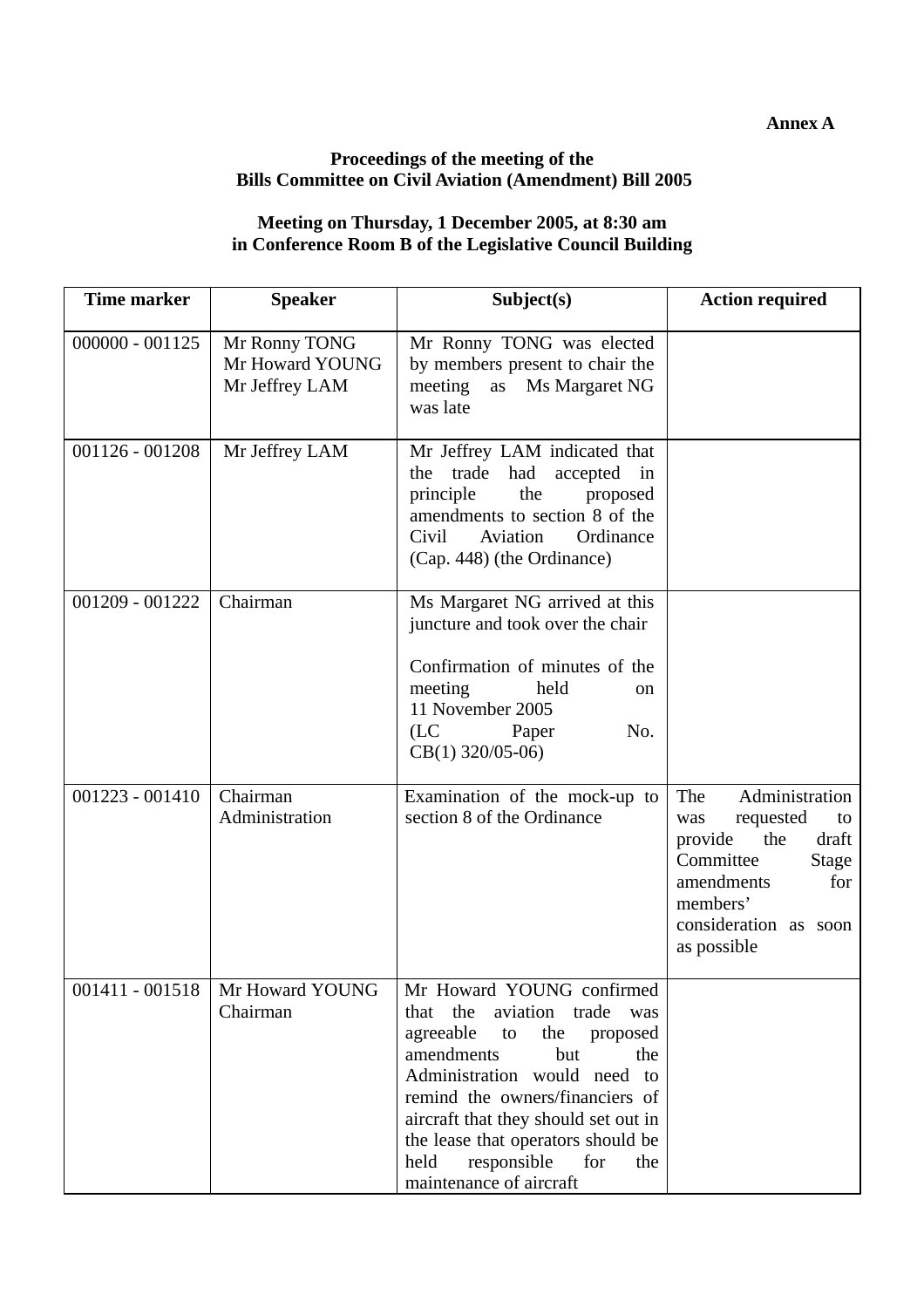**Annex A**

**Proceedings of the meeting of the**
**Bills Committee on Civil Aviation (Amendment) Bill 2005**

**Meeting on Thursday, 1 December 2005, at 8:30 am**
**in Conference Room B of the Legislative Council Building**

| Time marker | Speaker | Subject(s) | Action required |
|---|---|---|---|
| 000000 - 001125 | Mr Ronny TONG<br>Mr Howard YOUNG<br>Mr Jeffrey LAM | Mr Ronny TONG was elected by members present to chair the meeting as Ms Margaret NG was late | |
| 001126 - 001208 | Mr Jeffrey LAM | Mr Jeffrey LAM indicated that the trade had accepted in principle the proposed amendments to section 8 of the Civil Aviation Ordinance (Cap. 448) (the Ordinance) | |
| 001209 - 001222 | Chairman | Ms Margaret NG arrived at this juncture and took over the chair<br><br>Confirmation of minutes of the meeting held on 11 November 2005<br>(LC Paper No. CB(1) 320/05-06) | |
| 001223 - 001410 | Chairman<br>Administration | Examination of the mock-up to section 8 of the Ordinance | The Administration was requested to provide the draft Committee Stage amendments for members' consideration as soon as possible |
| 001411 - 001518 | Mr Howard YOUNG<br>Chairman | Mr Howard YOUNG confirmed that the aviation trade was agreeable to the proposed amendments but the Administration would need to remind the owners/financiers of aircraft that they should set out in the lease that operators should be held responsible for the maintenance of aircraft | |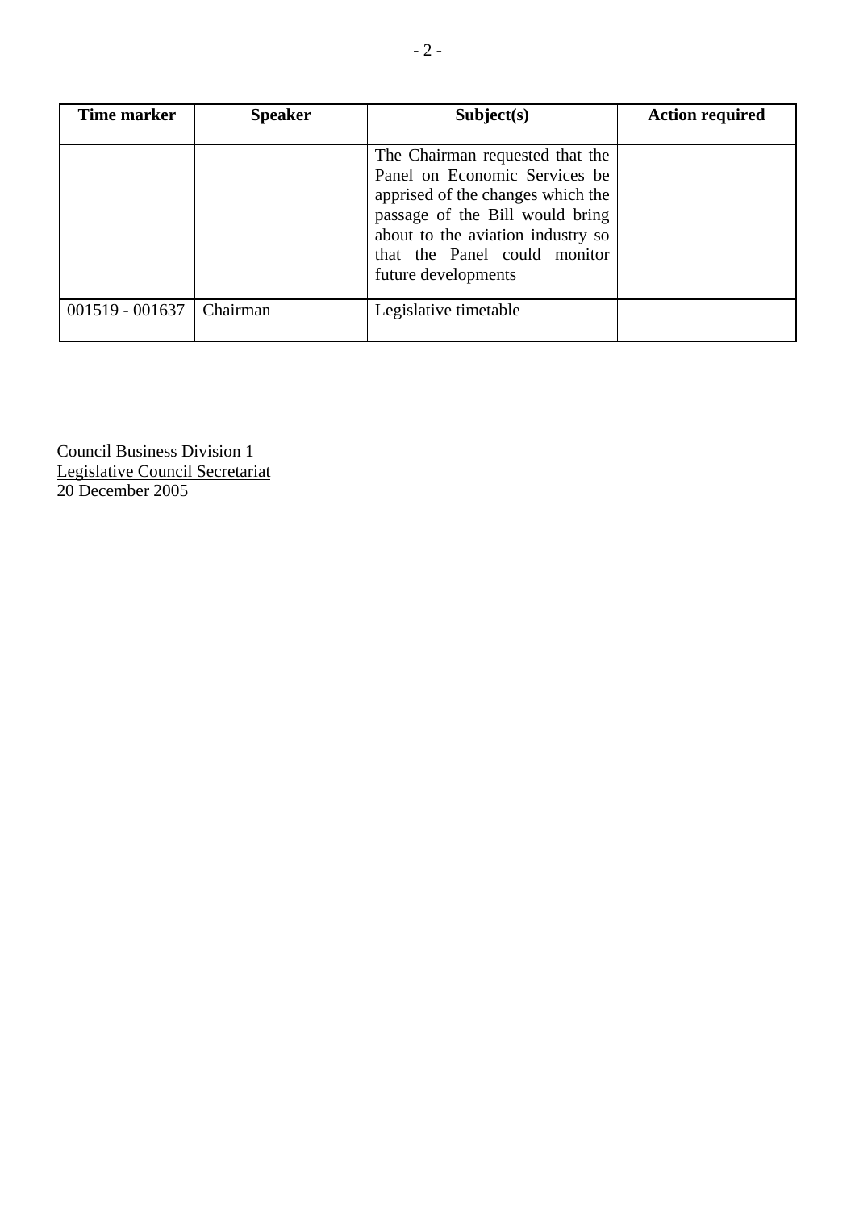| Time marker | Speaker | Subject(s) | Action required |
| --- | --- | --- | --- |
| | | The Chairman requested that the Panel on Economic Services be apprised of the changes which the passage of the Bill would bring about to the aviation industry so that the Panel could monitor future developments | |
| 001519 - 001637 | Chairman | Legislative timetable | |

Council Business Division 1
Legislative Council Secretariat
20 December 2005